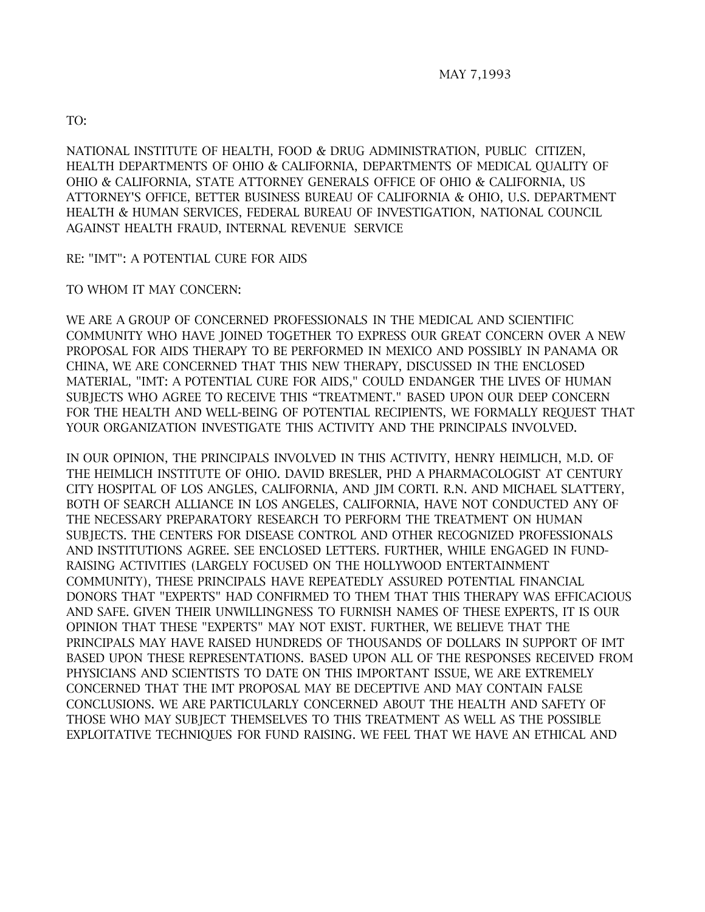MAY 7,1993

TO:

NATIONAL INSTITUTE OF HEALTH, FOOD & DRUG ADMINISTRATION, PUBLIC CITIZEN, HEALTH DEPARTMENTS OF OHIO & CALIFORNIA, DEPARTMENTS OF MEDICAL QUALITY OF OHIO & CALIFORNIA, STATE ATTORNEY GENERALS OFFICE OF OHIO & CALIFORNIA, US ATTORNEY'S OFFICE, BETTER BUSINESS BUREAU OF CALIFORNIA & OHIO, U.S. DEPARTMENT HEALTH & HUMAN SERVICES, FEDERAL BUREAU OF INVESTIGATION, NATIONAL COUNCIL AGAINST HEALTH FRAUD, INTERNAL REVENUE SERVICE

RE: "IMT": A POTENTIAL CURE FOR AIDS

TO WHOM IT MAY CONCERN:

WE ARE A GROUP OF CONCERNED PROFESSIONALS IN THE MEDICAL AND SCIENTIFIC COMMUNITY WHO HAVE JOINED TOGETHER TO EXPRESS OUR GREAT CONCERN OVER A NEW PROPOSAL FOR AIDS THERAPY TO BE PERFORMED IN MEXICO AND POSSIBLY IN PANAMA OR CHINA, WE ARE CONCERNED THAT THIS NEW THERAPY, DISCUSSED IN THE ENCLOSED MATERIAL, "IMT: A POTENTIAL CURE FOR AIDS," COULD ENDANGER THE LIVES OF HUMAN SUBJECTS WHO AGREE TO RECEIVE THIS "TREATMENT." BASED UPON OUR DEEP CONCERN FOR THE HEALTH AND WELL-BEING OF POTENTIAL RECIPIENTS, WE FORMALLY REQUEST THAT YOUR ORGANIZATION INVESTIGATE THIS ACTIVITY AND THE PRINCIPALS INVOLVED.

IN OUR OPINION, THE PRINCIPALS INVOLVED IN THIS ACTIVITY, HENRY HEIMLICH, M.D. OF THE HEIMLICH INSTITUTE OF OHIO. DAVID BRESLER, PHD A PHARMACOLOGIST AT CENTURY CITY HOSPITAL OF LOS ANGLES, CALIFORNIA, AND JIM CORTI. R.N. AND MICHAEL SLATTERY, BOTH OF SEARCH ALLIANCE IN LOS ANGELES, CALIFORNIA, HAVE NOT CONDUCTED ANY OF THE NECESSARY PREPARATORY RESEARCH TO PERFORM THE TREATMENT ON HUMAN SUBJECTS. THE CENTERS FOR DISEASE CONTROL AND OTHER RECOGNIZED PROFESSIONALS AND INSTITUTIONS AGREE. SEE ENCLOSED LETTERS. FURTHER, WHILE ENGAGED IN FUND-RAISING ACTIVITIES (LARGELY FOCUSED ON THE HOLLYWOOD ENTERTAINMENT COMMUNITY), THESE PRINCIPALS HAVE REPEATEDLY ASSURED POTENTIAL FINANCIAL DONORS THAT "EXPERTS" HAD CONFIRMED TO THEM THAT THIS THERAPY WAS EFFICACIOUS AND SAFE. GIVEN THEIR UNWILLINGNESS TO FURNISH NAMES OF THESE EXPERTS, IT IS OUR OPINION THAT THESE "EXPERTS" MAY NOT EXIST. FURTHER, WE BELIEVE THAT THE PRINCIPALS MAY HAVE RAISED HUNDREDS OF THOUSANDS OF DOLLARS IN SUPPORT OF IMT BASED UPON THESE REPRESENTATIONS. BASED UPON ALL OF THE RESPONSES RECEIVED FROM PHYSICIANS AND SCIENTISTS TO DATE ON THIS IMPORTANT ISSUE, WE ARE EXTREMELY CONCERNED THAT THE IMT PROPOSAL MAY BE DECEPTIVE AND MAY CONTAIN FALSE CONCLUSIONS. WE ARE PARTICULARLY CONCERNED ABOUT THE HEALTH AND SAFETY OF THOSE WHO MAY SUBJECT THEMSELVES TO THIS TREATMENT AS WELL AS THE POSSIBLE EXPLOITATIVE TECHNIQUES FOR FUND RAISING. WE FEEL THAT WE HAVE AN ETHICAL AND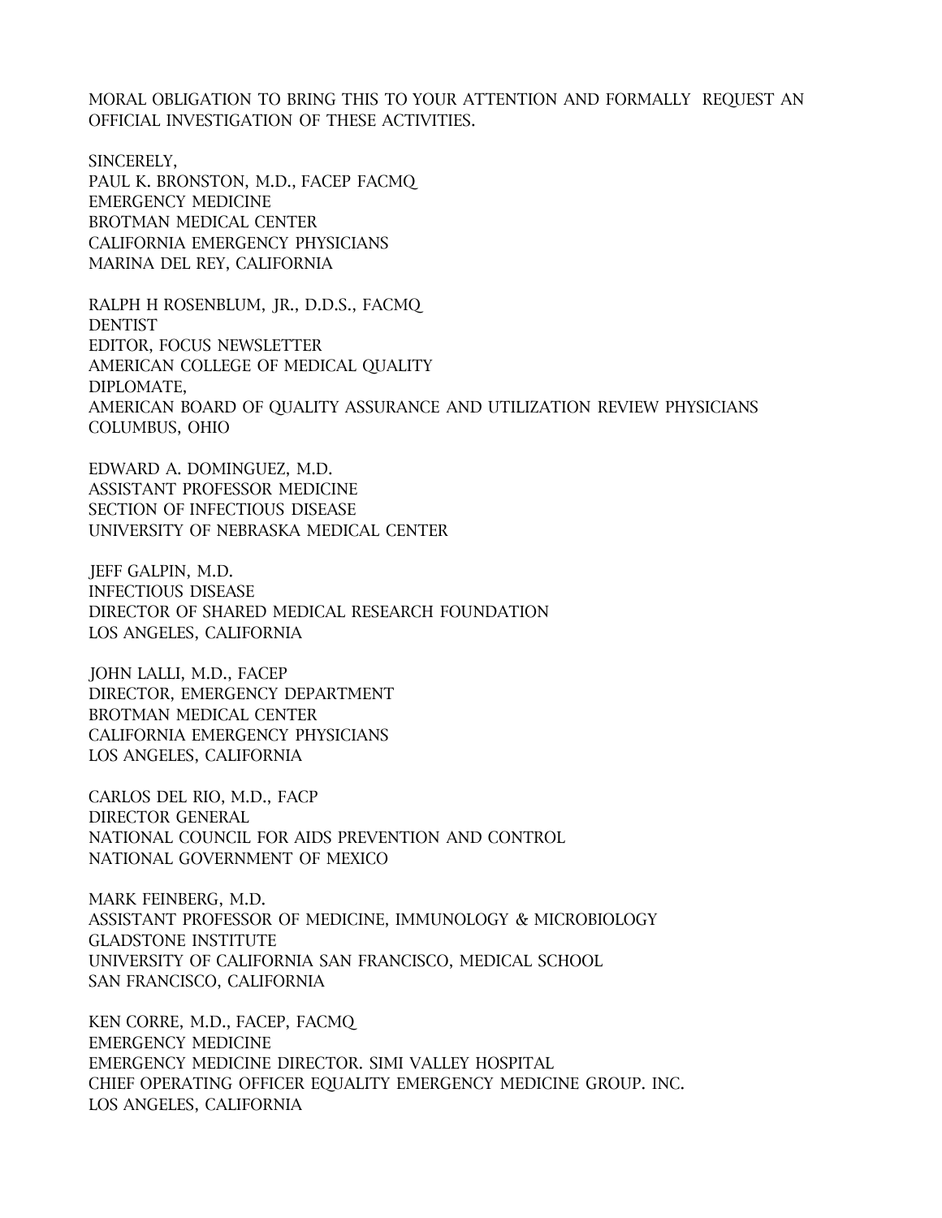MORAL OBLIGATION TO BRING THIS TO YOUR ATTENTION AND FORMALLY REQUEST AN OFFICIAL INVESTIGATION OF THESE ACTIVITIES.

SINCERELY,
PAUL K. BRONSTON, M.D., FACEP FACMQ
EMERGENCY MEDICINE
BROTMAN MEDICAL CENTER
CALIFORNIA EMERGENCY PHYSICIANS
MARINA DEL REY, CALIFORNIA

RALPH H ROSENBLUM, JR., D.D.S., FACMQ
DENTIST
EDITOR, FOCUS NEWSLETTER
AMERICAN COLLEGE OF MEDICAL QUALITY
DIPLOMATE,
AMERICAN BOARD OF QUALITY ASSURANCE AND UTILIZATION REVIEW PHYSICIANS
COLUMBUS, OHIO

EDWARD A. DOMINGUEZ, M.D.
ASSISTANT PROFESSOR MEDICINE
SECTION OF INFECTIOUS DISEASE
UNIVERSITY OF NEBRASKA MEDICAL CENTER

JEFF GALPIN, M.D.
INFECTIOUS DISEASE
DIRECTOR OF SHARED MEDICAL RESEARCH FOUNDATION
LOS ANGELES, CALIFORNIA

JOHN LALLI, M.D., FACEP
DIRECTOR, EMERGENCY DEPARTMENT
BROTMAN MEDICAL CENTER
CALIFORNIA EMERGENCY PHYSICIANS
LOS ANGELES, CALIFORNIA

CARLOS DEL RIO, M.D., FACP
DIRECTOR GENERAL
NATIONAL COUNCIL FOR AIDS PREVENTION AND CONTROL
NATIONAL GOVERNMENT OF MEXICO

MARK FEINBERG, M.D.
ASSISTANT PROFESSOR OF MEDICINE, IMMUNOLOGY & MICROBIOLOGY
GLADSTONE INSTITUTE
UNIVERSITY OF CALIFORNIA SAN FRANCISCO, MEDICAL SCHOOL
SAN FRANCISCO, CALIFORNIA

KEN CORRE, M.D., FACEP, FACMQ
EMERGENCY MEDICINE
EMERGENCY MEDICINE DIRECTOR. SIMI VALLEY HOSPITAL
CHIEF OPERATING OFFICER EQUALITY EMERGENCY MEDICINE GROUP. INC.
LOS ANGELES, CALIFORNIA